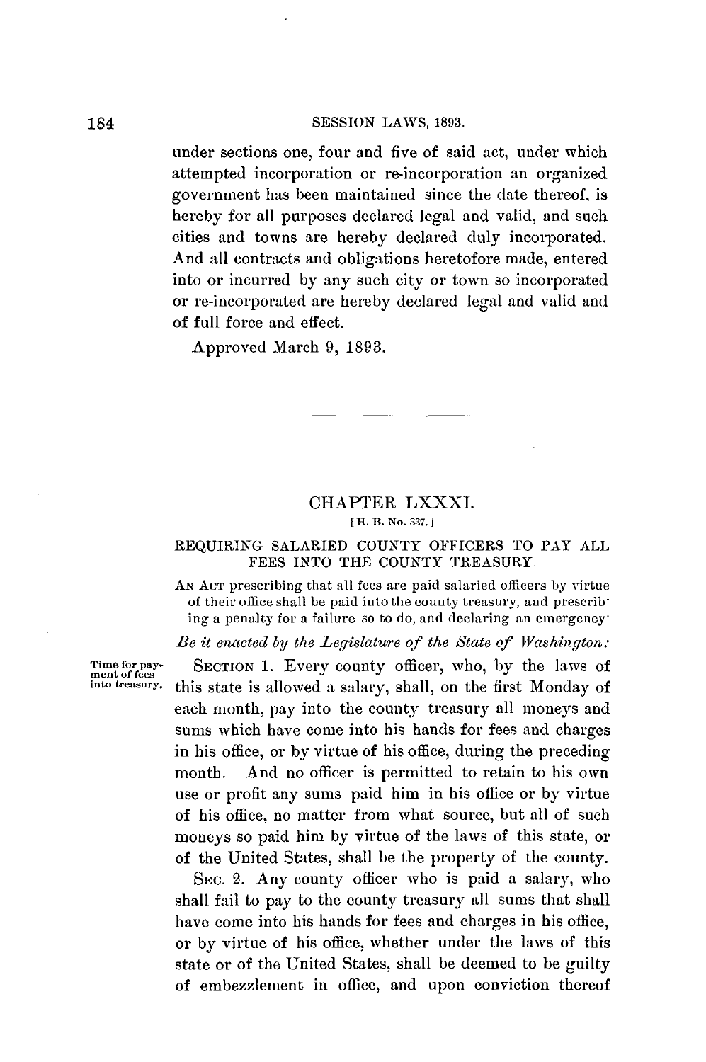under sections one, four and five of said act, under which attempted incorporation or re-incorporation an organized government has been maintained since the date thereof, is hereby for all purposes declared legal and valid, and such cities and towns are hereby declared duly incorporated. And all contracts and obligations heretofore made, entered into or incurred by any such city or town so incorporated or re-incorporated are hereby declared legal and valid and of full force and effect.

Approved March 9, 1893.

---

## CHAPTER LXXXI.

[H. B. No. 337.]

### REQUIRING SALARIED COUNTY OFFICERS TO PAY ALL FEES INTO THE COUNTY TREASURY.

AN ACT prescribing that all fees are paid salaried officers by virtue of their office shall be paid into the county treasury, and prescribing a penalty for a failure so to do, and declaring an emergency.

*Be it enacted by the Legislature of the State of Washington:*

*Time for payment of fees into treasury.*

SECTION 1. Every county officer, who, by the laws of this state is allowed a salary, shall, on the first Monday of each month, pay into the county treasury all moneys and sums which have come into his hands for fees and charges in his office, or by virtue of his office, during the preceding month. And no officer is permitted to retain to his own use or profit any sums paid him in his office or by virtue of his office, no matter from what source, but all of such moneys so paid him by virtue of the laws of this state, or of the United States, shall be the property of the county.

SEC. 2. Any county officer who is paid a salary, who shall fail to pay to the county treasury all sums that shall have come into his hands for fees and charges in his office, or by virtue of his office, whether under the laws of this state or of the United States, shall be deemed to be guilty of embezzlement in office, and upon conviction thereof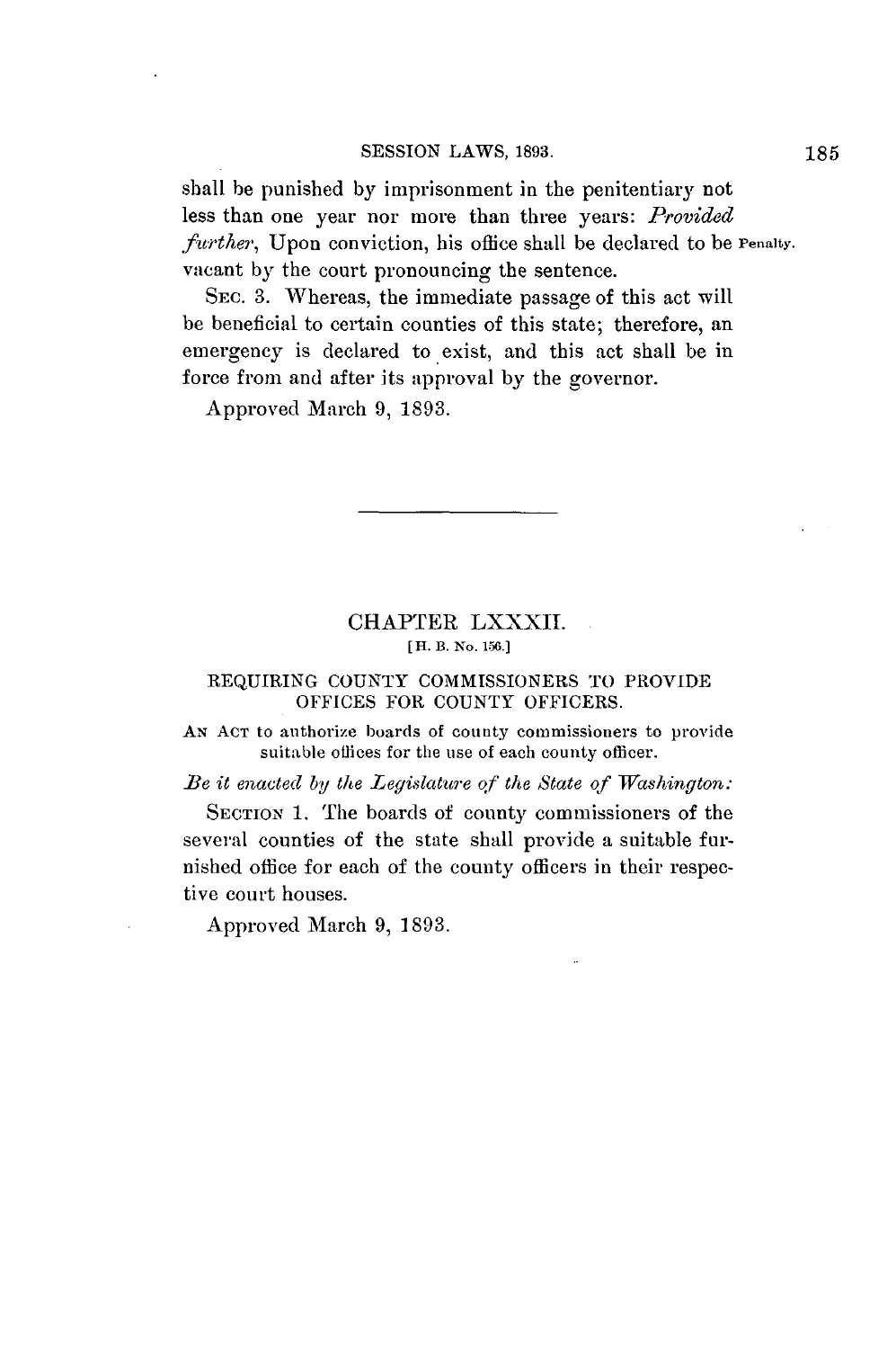shall be punished by imprisonment in the penitentiary not less than one year nor more than three years: *Provided further*, Upon conviction, his office shall be declared to be vacant by the court pronouncing the sentence. Penalty.

SEC. 3. Whereas, the immediate passage of this act will be beneficial to certain counties of this state; therefore, an emergency is declared to exist, and this act shall be in force from and after its approval by the governor.

Approved March 9, 1893.

---

## CHAPTER LXXXII.

[H. B. No. 156.]

### REQUIRING COUNTY COMMISSIONERS TO PROVIDE OFFICES FOR COUNTY OFFICERS.

AN ACT to authorize boards of county commissioners to provide suitable offices for the use of each county officer.

*Be it enacted by the Legislature of the State of Washington:*

SECTION 1. The boards of county commissioners of the several counties of the state shall provide a suitable furnished office for each of the county officers in their respective court houses.

Approved March 9, 1893.